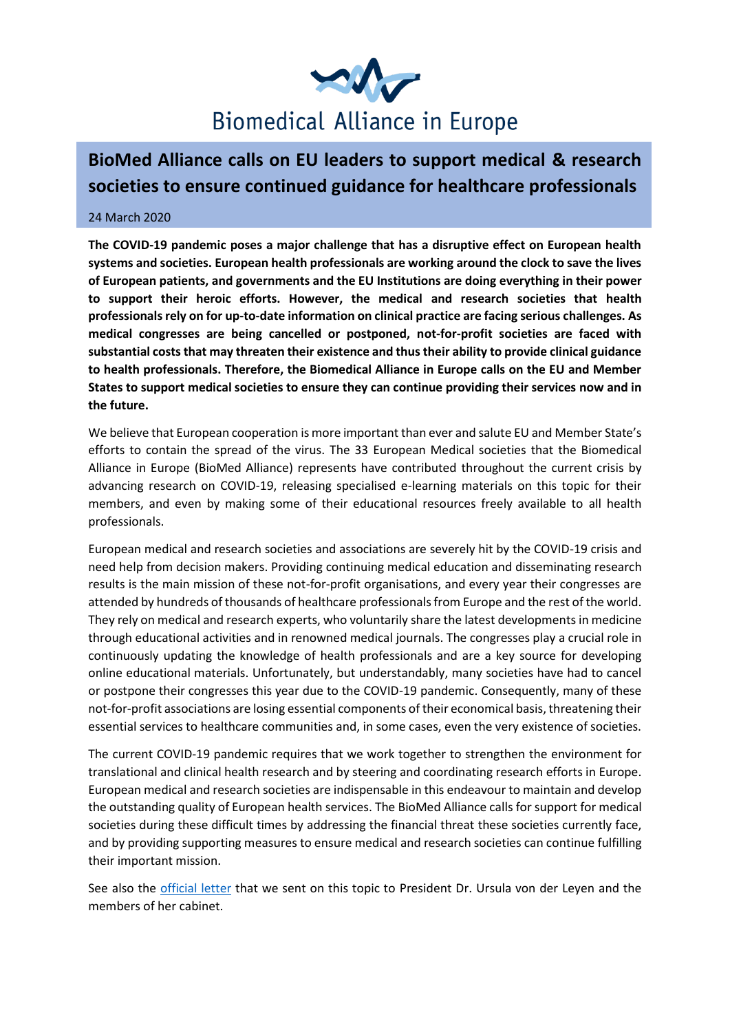Biomedical Alliance in Europe

# BioMed Alliance calls on EU leaders to support medical & research societies to ensure continued guidance for healthcare professionals

24 March 2020

**The COVID-19 pandemic poses a major challenge that has a disruptive effect on European health systems and societies. European health professionals are working around the clock to save the lives of European patients, and governments and the EU Institutions are doing everything in their power to support their heroic efforts. However, the medical and research societies that health professionals rely on for up-to-date information on clinical practice are facing serious challenges. As medical congresses are being cancelled or postponed, not-for-profit societies are faced with substantial costs that may threaten their existence and thus their ability to provide clinical guidance to health professionals. Therefore, the Biomedical Alliance in Europe calls on the EU and Member States to support medical societies to ensure they can continue providing their services now and in the future.**

We believe that European cooperation is more important than ever and salute EU and Member State's efforts to contain the spread of the virus. The 33 European Medical societies that the Biomedical Alliance in Europe (BioMed Alliance) represents have contributed throughout the current crisis by advancing research on COVID-19, releasing specialised e-learning materials on this topic for their members, and even by making some of their educational resources freely available to all health professionals.

European medical and research societies and associations are severely hit by the COVID-19 crisis and need help from decision makers. Providing continuing medical education and disseminating research results is the main mission of these not-for-profit organisations, and every year their congresses are attended by hundreds of thousands of healthcare professionals from Europe and the rest of the world. They rely on medical and research experts, who voluntarily share the latest developments in medicine through educational activities and in renowned medical journals. The congresses play a crucial role in continuously updating the knowledge of health professionals and are a key source for developing online educational materials. Unfortunately, but understandably, many societies have had to cancel or postpone their congresses this year due to the COVID-19 pandemic. Consequently, many of these not-for-profit associations are losing essential components of their economical basis, threatening their essential services to healthcare communities and, in some cases, even the very existence of societies.

The current COVID-19 pandemic requires that we work together to strengthen the environment for translational and clinical health research and by steering and coordinating research efforts in Europe. European medical and research societies are indispensable in this endeavour to maintain and develop the outstanding quality of European health services. The BioMed Alliance calls for support for medical societies during these difficult times by addressing the financial threat these societies currently face, and by providing supporting measures to ensure medical and research societies can continue fulfilling their important mission.

See also the official letter that we sent on this topic to President Dr. Ursula von der Leyen and the members of her cabinet.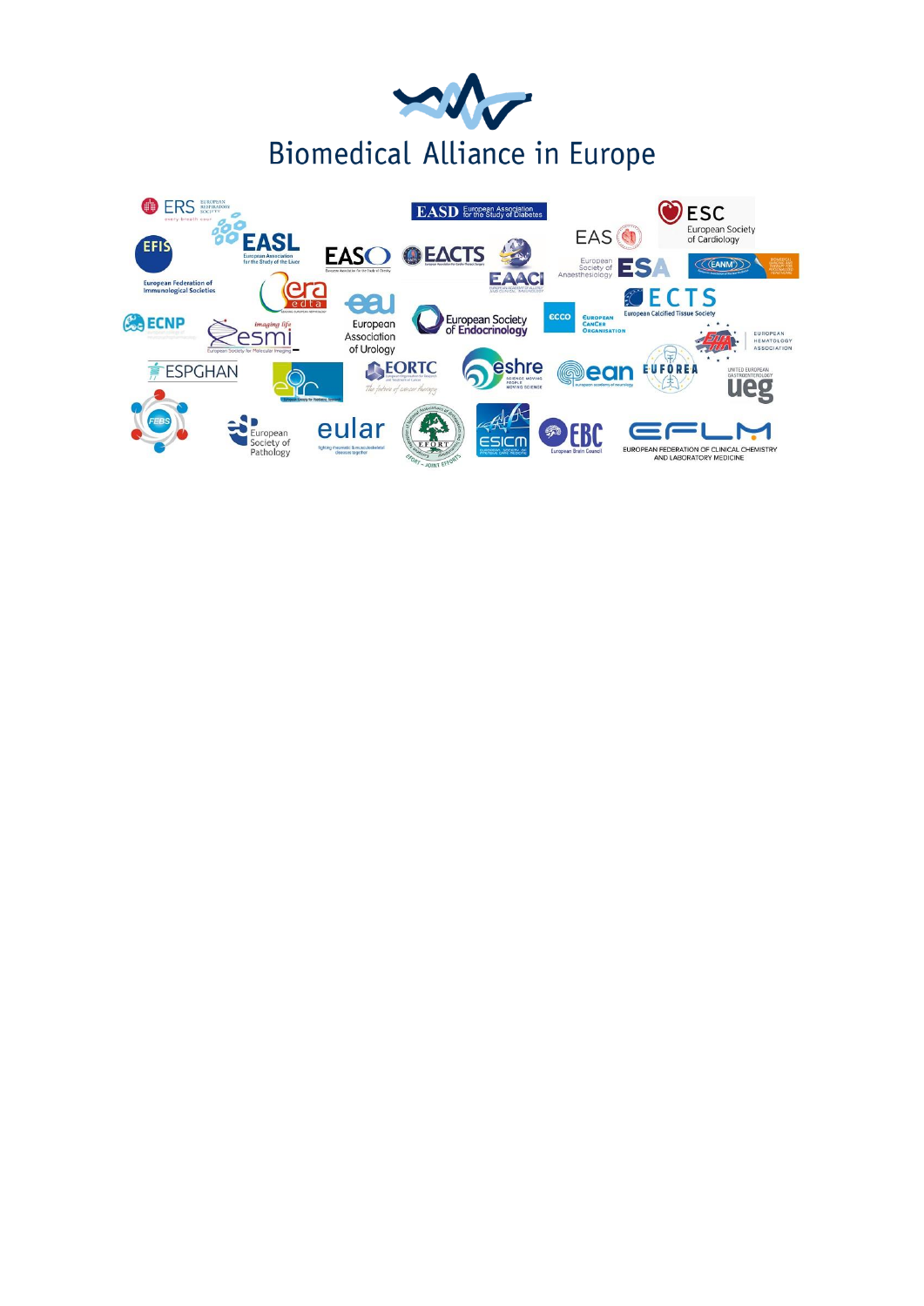# Biomedical Alliance in Europe